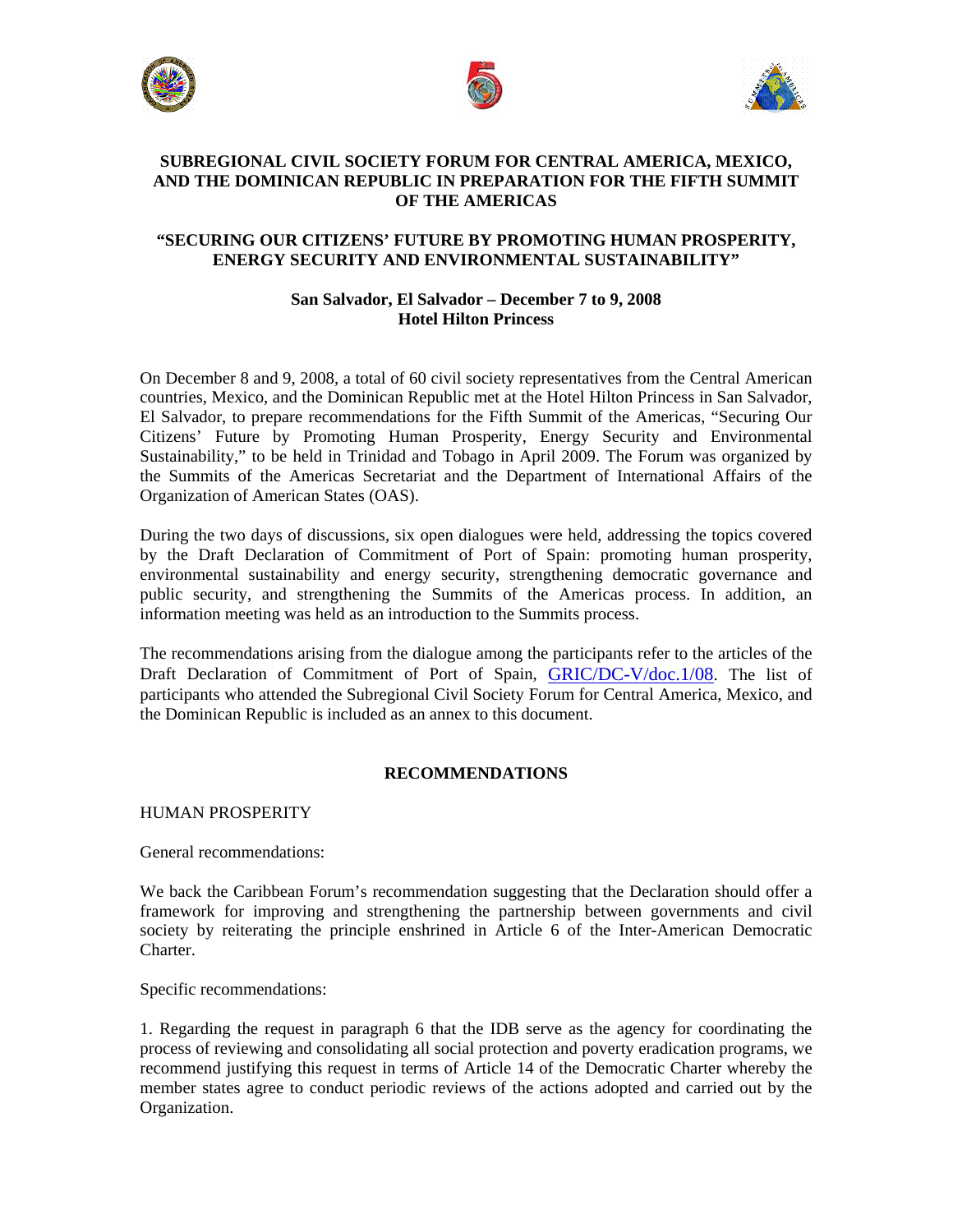# SUBREGIONAL CIVIL SOCIETY FORUM FOR CENTRAL AMERICA, MEXICO, AND THE DOMINICAN REPUBLIC IN PREPARATION FOR THE FIFTH SUMMIT OF THE AMERICAS

## "SECURING OUR CITIZENS' FUTURE BY PROMOTING HUMAN PROSPERITY, ENERGY SECURITY AND ENVIRONMENTAL SUSTAINABILITY"

**San Salvador, El Salvador – December 7 to 9, 2008**
**Hotel Hilton Princess**

On December 8 and 9, 2008, a total of 60 civil society representatives from the Central American countries, Mexico, and the Dominican Republic met at the Hotel Hilton Princess in San Salvador, El Salvador, to prepare recommendations for the Fifth Summit of the Americas, "Securing Our Citizens' Future by Promoting Human Prosperity, Energy Security and Environmental Sustainability," to be held in Trinidad and Tobago in April 2009. The Forum was organized by the Summits of the Americas Secretariat and the Department of International Affairs of the Organization of American States (OAS).

During the two days of discussions, six open dialogues were held, addressing the topics covered by the Draft Declaration of Commitment of Port of Spain: promoting human prosperity, environmental sustainability and energy security, strengthening democratic governance and public security, and strengthening the Summits of the Americas process. In addition, an information meeting was held as an introduction to the Summits process.

The recommendations arising from the dialogue among the participants refer to the articles of the Draft Declaration of Commitment of Port of Spain, GRIC/DC-V/doc.1/08. The list of participants who attended the Subregional Civil Society Forum for Central America, Mexico, and the Dominican Republic is included as an annex to this document.

## RECOMMENDATIONS

### HUMAN PROSPERITY

General recommendations:

We back the Caribbean Forum's recommendation suggesting that the Declaration should offer a framework for improving and strengthening the partnership between governments and civil society by reiterating the principle enshrined in Article 6 of the Inter-American Democratic Charter.

Specific recommendations:

1. Regarding the request in paragraph 6 that the IDB serve as the agency for coordinating the process of reviewing and consolidating all social protection and poverty eradication programs, we recommend justifying this request in terms of Article 14 of the Democratic Charter whereby the member states agree to conduct periodic reviews of the actions adopted and carried out by the Organization.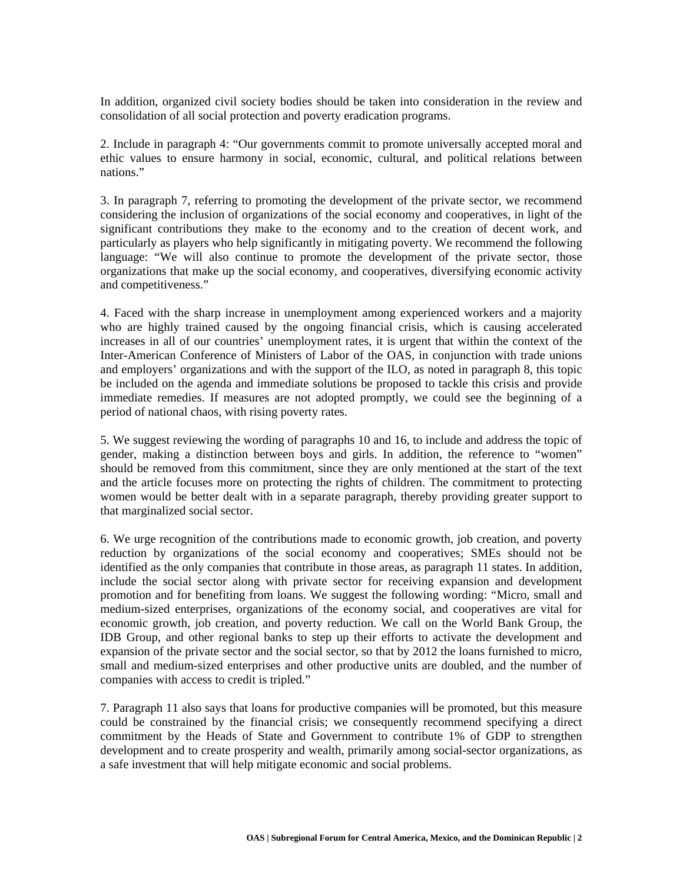In addition, organized civil society bodies should be taken into consideration in the review and consolidation of all social protection and poverty eradication programs.

2. Include in paragraph 4: "Our governments commit to promote universally accepted moral and ethic values to ensure harmony in social, economic, cultural, and political relations between nations."

3. In paragraph 7, referring to promoting the development of the private sector, we recommend considering the inclusion of organizations of the social economy and cooperatives, in light of the significant contributions they make to the economy and to the creation of decent work, and particularly as players who help significantly in mitigating poverty. We recommend the following language: "We will also continue to promote the development of the private sector, those organizations that make up the social economy, and cooperatives, diversifying economic activity and competitiveness."

4. Faced with the sharp increase in unemployment among experienced workers and a majority who are highly trained caused by the ongoing financial crisis, which is causing accelerated increases in all of our countries' unemployment rates, it is urgent that within the context of the Inter-American Conference of Ministers of Labor of the OAS, in conjunction with trade unions and employers' organizations and with the support of the ILO, as noted in paragraph 8, this topic be included on the agenda and immediate solutions be proposed to tackle this crisis and provide immediate remedies. If measures are not adopted promptly, we could see the beginning of a period of national chaos, with rising poverty rates.

5. We suggest reviewing the wording of paragraphs 10 and 16, to include and address the topic of gender, making a distinction between boys and girls. In addition, the reference to "women" should be removed from this commitment, since they are only mentioned at the start of the text and the article focuses more on protecting the rights of children. The commitment to protecting women would be better dealt with in a separate paragraph, thereby providing greater support to that marginalized social sector.

6. We urge recognition of the contributions made to economic growth, job creation, and poverty reduction by organizations of the social economy and cooperatives; SMEs should not be identified as the only companies that contribute in those areas, as paragraph 11 states. In addition, include the social sector along with private sector for receiving expansion and development promotion and for benefiting from loans. We suggest the following wording: "Micro, small and medium-sized enterprises, organizations of the economy social, and cooperatives are vital for economic growth, job creation, and poverty reduction. We call on the World Bank Group, the IDB Group, and other regional banks to step up their efforts to activate the development and expansion of the private sector and the social sector, so that by 2012 the loans furnished to micro, small and medium-sized enterprises and other productive units are doubled, and the number of companies with access to credit is tripled."

7. Paragraph 11 also says that loans for productive companies will be promoted, but this measure could be constrained by the financial crisis; we consequently recommend specifying a direct commitment by the Heads of State and Government to contribute 1% of GDP to strengthen development and to create prosperity and wealth, primarily among social-sector organizations, as a safe investment that will help mitigate economic and social problems.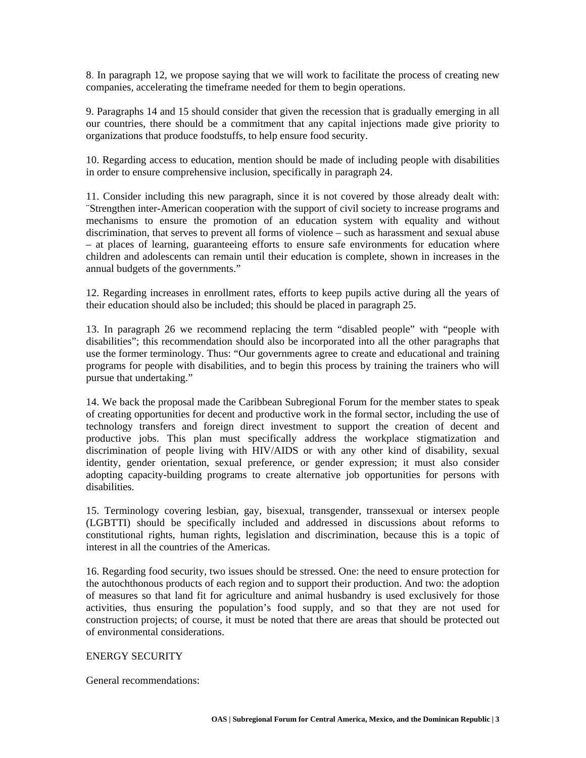8. In paragraph 12, we propose saying that we will work to facilitate the process of creating new companies, accelerating the timeframe needed for them to begin operations.

9. Paragraphs 14 and 15 should consider that given the recession that is gradually emerging in all our countries, there should be a commitment that any capital injections made give priority to organizations that produce foodstuffs, to help ensure food security.

10. Regarding access to education, mention should be made of including people with disabilities in order to ensure comprehensive inclusion, specifically in paragraph 24.

11. Consider including this new paragraph, since it is not covered by those already dealt with: ¨Strengthen inter-American cooperation with the support of civil society to increase programs and mechanisms to ensure the promotion of an education system with equality and without discrimination, that serves to prevent all forms of violence – such as harassment and sexual abuse – at places of learning, guaranteeing efforts to ensure safe environments for education where children and adolescents can remain until their education is complete, shown in increases in the annual budgets of the governments."

12. Regarding increases in enrollment rates, efforts to keep pupils active during all the years of their education should also be included; this should be placed in paragraph 25.

13. In paragraph 26 we recommend replacing the term "disabled people" with "people with disabilities"; this recommendation should also be incorporated into all the other paragraphs that use the former terminology. Thus: "Our governments agree to create and educational and training programs for people with disabilities, and to begin this process by training the trainers who will pursue that undertaking."

14. We back the proposal made the Caribbean Subregional Forum for the member states to speak of creating opportunities for decent and productive work in the formal sector, including the use of technology transfers and foreign direct investment to support the creation of decent and productive jobs. This plan must specifically address the workplace stigmatization and discrimination of people living with HIV/AIDS or with any other kind of disability, sexual identity, gender orientation, sexual preference, or gender expression; it must also consider adopting capacity-building programs to create alternative job opportunities for persons with disabilities.

15. Terminology covering lesbian, gay, bisexual, transgender, transsexual or intersex people (LGBTTI) should be specifically included and addressed in discussions about reforms to constitutional rights, human rights, legislation and discrimination, because this is a topic of interest in all the countries of the Americas.

16. Regarding food security, two issues should be stressed. One: the need to ensure protection for the autochthonous products of each region and to support their production. And two: the adoption of measures so that land fit for agriculture and animal husbandry is used exclusively for those activities, thus ensuring the population's food supply, and so that they are not used for construction projects; of course, it must be noted that there are areas that should be protected out of environmental considerations.

ENERGY SECURITY

General recommendations: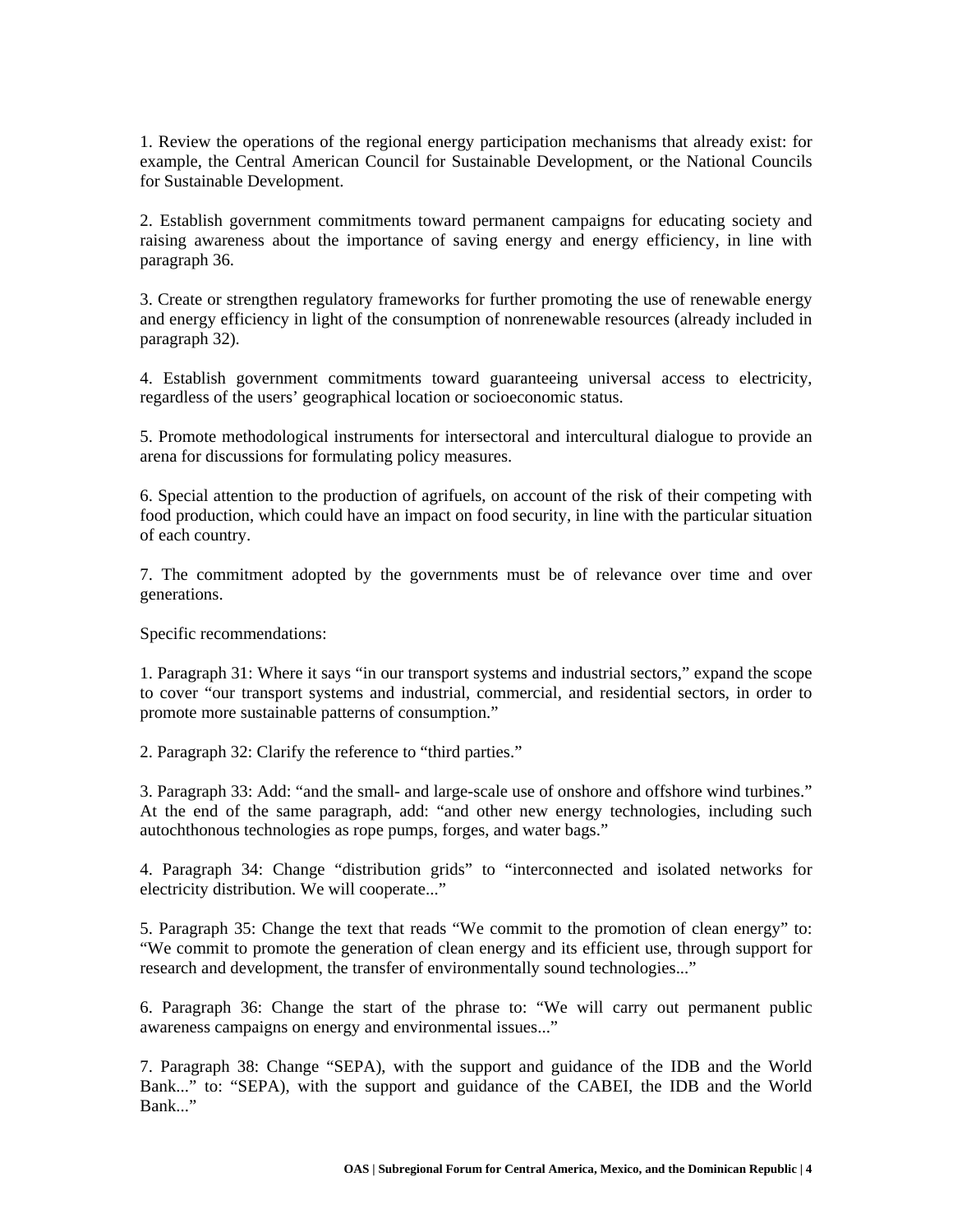1. Review the operations of the regional energy participation mechanisms that already exist: for example, the Central American Council for Sustainable Development, or the National Councils for Sustainable Development.

2. Establish government commitments toward permanent campaigns for educating society and raising awareness about the importance of saving energy and energy efficiency, in line with paragraph 36.

3. Create or strengthen regulatory frameworks for further promoting the use of renewable energy and energy efficiency in light of the consumption of nonrenewable resources (already included in paragraph 32).

4. Establish government commitments toward guaranteeing universal access to electricity, regardless of the users' geographical location or socioeconomic status.

5. Promote methodological instruments for intersectoral and intercultural dialogue to provide an arena for discussions for formulating policy measures.

6. Special attention to the production of agrifuels, on account of the risk of their competing with food production, which could have an impact on food security, in line with the particular situation of each country.

7. The commitment adopted by the governments must be of relevance over time and over generations.

Specific recommendations:

1. Paragraph 31: Where it says "in our transport systems and industrial sectors," expand the scope to cover "our transport systems and industrial, commercial, and residential sectors, in order to promote more sustainable patterns of consumption."

2. Paragraph 32: Clarify the reference to "third parties."

3. Paragraph 33: Add: "and the small- and large-scale use of onshore and offshore wind turbines." At the end of the same paragraph, add: "and other new energy technologies, including such autochthonous technologies as rope pumps, forges, and water bags."

4. Paragraph 34: Change "distribution grids" to "interconnected and isolated networks for electricity distribution. We will cooperate..."

5. Paragraph 35: Change the text that reads "We commit to the promotion of clean energy" to: "We commit to promote the generation of clean energy and its efficient use, through support for research and development, the transfer of environmentally sound technologies..."

6. Paragraph 36: Change the start of the phrase to: "We will carry out permanent public awareness campaigns on energy and environmental issues..."

7. Paragraph 38: Change "SEPA), with the support and guidance of the IDB and the World Bank..." to: "SEPA), with the support and guidance of the CABEI, the IDB and the World Bank..."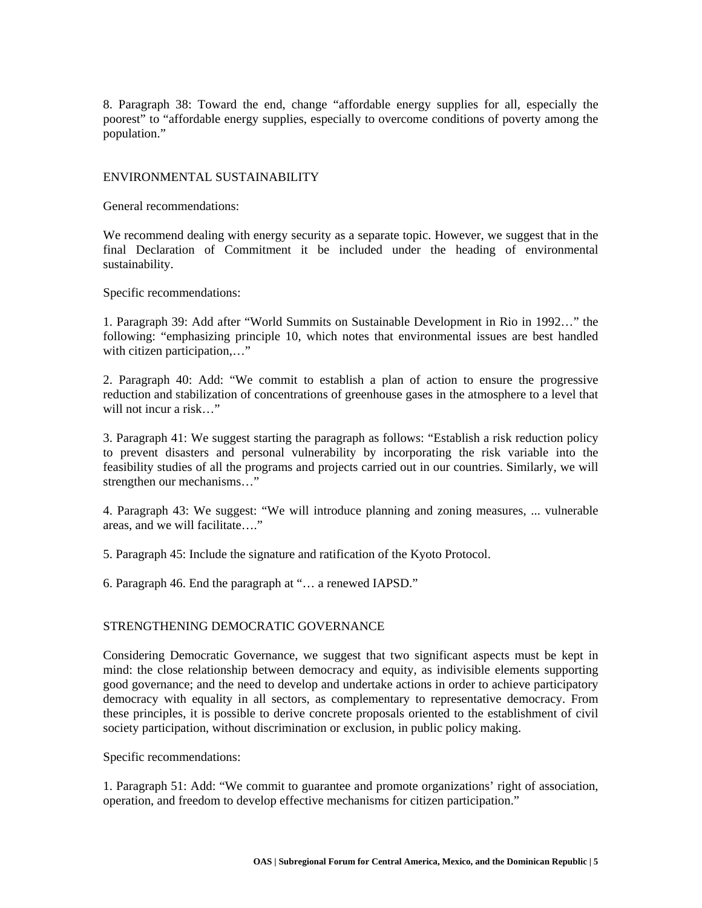8. Paragraph 38: Toward the end, change "affordable energy supplies for all, especially the poorest" to "affordable energy supplies, especially to overcome conditions of poverty among the population."

## ENVIRONMENTAL SUSTAINABILITY

General recommendations:

We recommend dealing with energy security as a separate topic. However, we suggest that in the final Declaration of Commitment it be included under the heading of environmental sustainability.

Specific recommendations:

1. Paragraph 39: Add after "World Summits on Sustainable Development in Rio in 1992…" the following: "emphasizing principle 10, which notes that environmental issues are best handled with citizen participation,…"

2. Paragraph 40: Add: "We commit to establish a plan of action to ensure the progressive reduction and stabilization of concentrations of greenhouse gases in the atmosphere to a level that will not incur a risk…"

3. Paragraph 41: We suggest starting the paragraph as follows: "Establish a risk reduction policy to prevent disasters and personal vulnerability by incorporating the risk variable into the feasibility studies of all the programs and projects carried out in our countries. Similarly, we will strengthen our mechanisms…"

4. Paragraph 43: We suggest: "We will introduce planning and zoning measures, ... vulnerable areas, and we will facilitate…."

5. Paragraph 45: Include the signature and ratification of the Kyoto Protocol.

6. Paragraph 46. End the paragraph at "… a renewed IAPSD."

## STRENGTHENING DEMOCRATIC GOVERNANCE

Considering Democratic Governance, we suggest that two significant aspects must be kept in mind: the close relationship between democracy and equity, as indivisible elements supporting good governance; and the need to develop and undertake actions in order to achieve participatory democracy with equality in all sectors, as complementary to representative democracy. From these principles, it is possible to derive concrete proposals oriented to the establishment of civil society participation, without discrimination or exclusion, in public policy making.

Specific recommendations:

1. Paragraph 51: Add: "We commit to guarantee and promote organizations' right of association, operation, and freedom to develop effective mechanisms for citizen participation."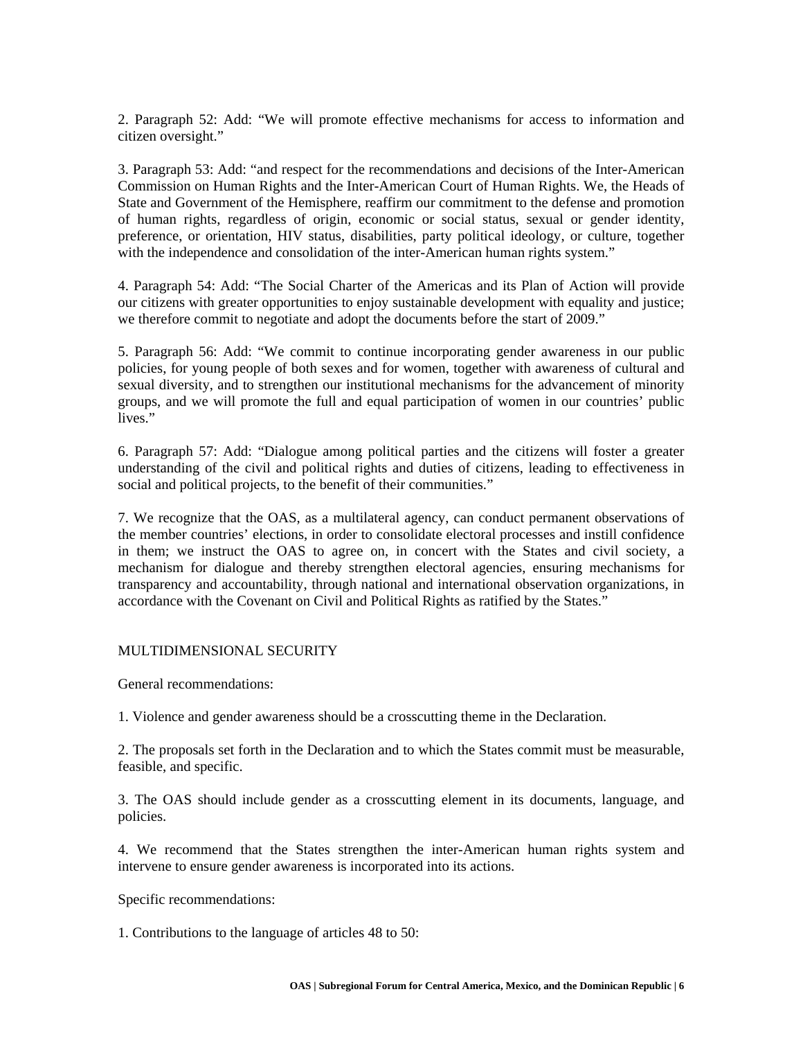2. Paragraph 52: Add: "We will promote effective mechanisms for access to information and citizen oversight."

3. Paragraph 53: Add: "and respect for the recommendations and decisions of the Inter-American Commission on Human Rights and the Inter-American Court of Human Rights. We, the Heads of State and Government of the Hemisphere, reaffirm our commitment to the defense and promotion of human rights, regardless of origin, economic or social status, sexual or gender identity, preference, or orientation, HIV status, disabilities, party political ideology, or culture, together with the independence and consolidation of the inter-American human rights system."

4. Paragraph 54: Add: "The Social Charter of the Americas and its Plan of Action will provide our citizens with greater opportunities to enjoy sustainable development with equality and justice; we therefore commit to negotiate and adopt the documents before the start of 2009."

5. Paragraph 56: Add: "We commit to continue incorporating gender awareness in our public policies, for young people of both sexes and for women, together with awareness of cultural and sexual diversity, and to strengthen our institutional mechanisms for the advancement of minority groups, and we will promote the full and equal participation of women in our countries' public lives."

6. Paragraph 57: Add: "Dialogue among political parties and the citizens will foster a greater understanding of the civil and political rights and duties of citizens, leading to effectiveness in social and political projects, to the benefit of their communities."

7. We recognize that the OAS, as a multilateral agency, can conduct permanent observations of the member countries' elections, in order to consolidate electoral processes and instill confidence in them; we instruct the OAS to agree on, in concert with the States and civil society, a mechanism for dialogue and thereby strengthen electoral agencies, ensuring mechanisms for transparency and accountability, through national and international observation organizations, in accordance with the Covenant on Civil and Political Rights as ratified by the States."

MULTIDIMENSIONAL SECURITY

General recommendations:

1. Violence and gender awareness should be a crosscutting theme in the Declaration.

2. The proposals set forth in the Declaration and to which the States commit must be measurable, feasible, and specific.

3. The OAS should include gender as a crosscutting element in its documents, language, and policies.

4. We recommend that the States strengthen the inter-American human rights system and intervene to ensure gender awareness is incorporated into its actions.

Specific recommendations:

1. Contributions to the language of articles 48 to 50: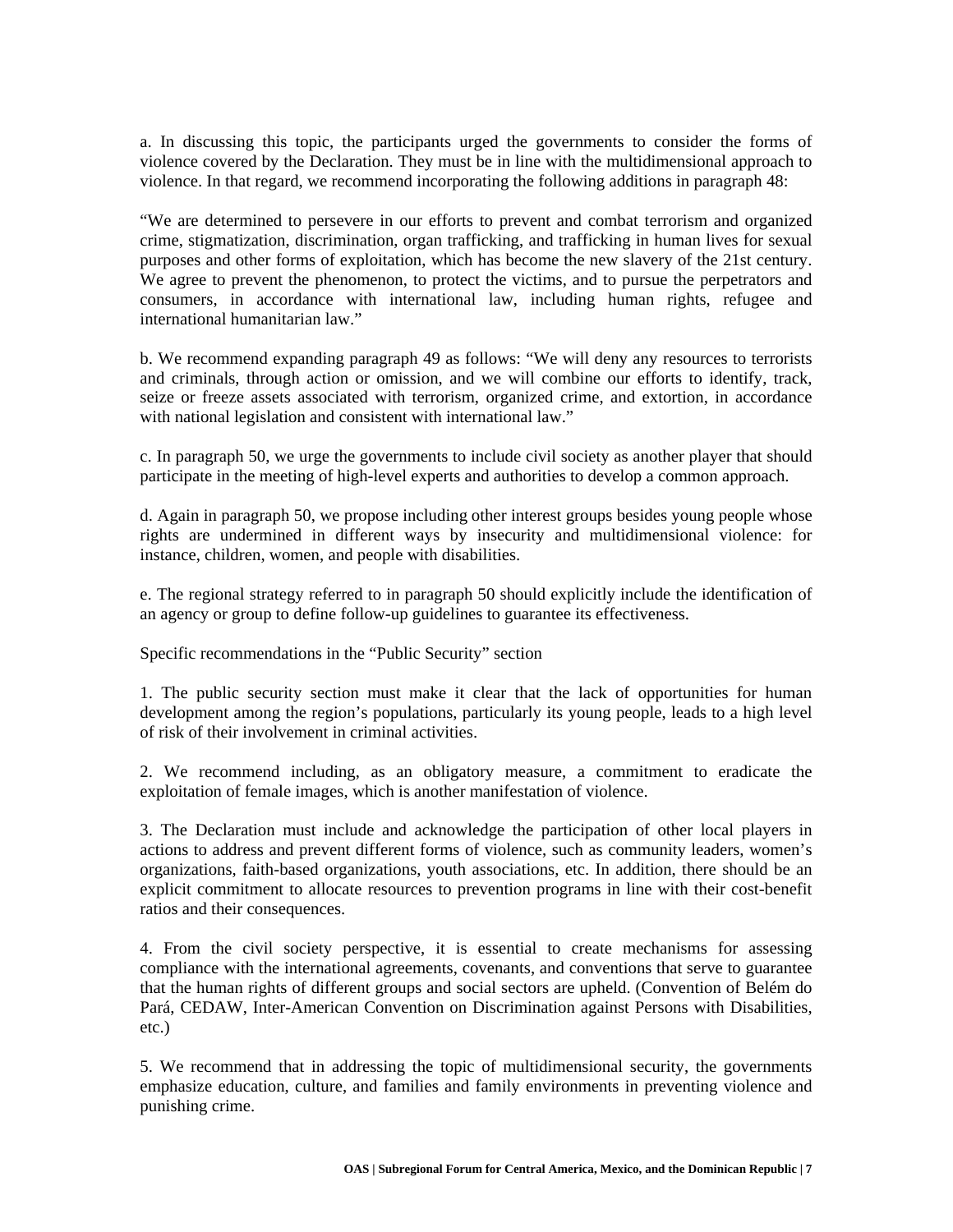a. In discussing this topic, the participants urged the governments to consider the forms of violence covered by the Declaration. They must be in line with the multidimensional approach to violence. In that regard, we recommend incorporating the following additions in paragraph 48:

"We are determined to persevere in our efforts to prevent and combat terrorism and organized crime, stigmatization, discrimination, organ trafficking, and trafficking in human lives for sexual purposes and other forms of exploitation, which has become the new slavery of the 21st century. We agree to prevent the phenomenon, to protect the victims, and to pursue the perpetrators and consumers, in accordance with international law, including human rights, refugee and international humanitarian law."

b. We recommend expanding paragraph 49 as follows: "We will deny any resources to terrorists and criminals, through action or omission, and we will combine our efforts to identify, track, seize or freeze assets associated with terrorism, organized crime, and extortion, in accordance with national legislation and consistent with international law."

c. In paragraph 50, we urge the governments to include civil society as another player that should participate in the meeting of high-level experts and authorities to develop a common approach.

d. Again in paragraph 50, we propose including other interest groups besides young people whose rights are undermined in different ways by insecurity and multidimensional violence: for instance, children, women, and people with disabilities.

e. The regional strategy referred to in paragraph 50 should explicitly include the identification of an agency or group to define follow-up guidelines to guarantee its effectiveness.

Specific recommendations in the "Public Security" section

1. The public security section must make it clear that the lack of opportunities for human development among the region's populations, particularly its young people, leads to a high level of risk of their involvement in criminal activities.

2. We recommend including, as an obligatory measure, a commitment to eradicate the exploitation of female images, which is another manifestation of violence.

3. The Declaration must include and acknowledge the participation of other local players in actions to address and prevent different forms of violence, such as community leaders, women's organizations, faith-based organizations, youth associations, etc. In addition, there should be an explicit commitment to allocate resources to prevention programs in line with their cost-benefit ratios and their consequences.

4. From the civil society perspective, it is essential to create mechanisms for assessing compliance with the international agreements, covenants, and conventions that serve to guarantee that the human rights of different groups and social sectors are upheld. (Convention of Belém do Pará, CEDAW, Inter-American Convention on Discrimination against Persons with Disabilities, etc.)

5. We recommend that in addressing the topic of multidimensional security, the governments emphasize education, culture, and families and family environments in preventing violence and punishing crime.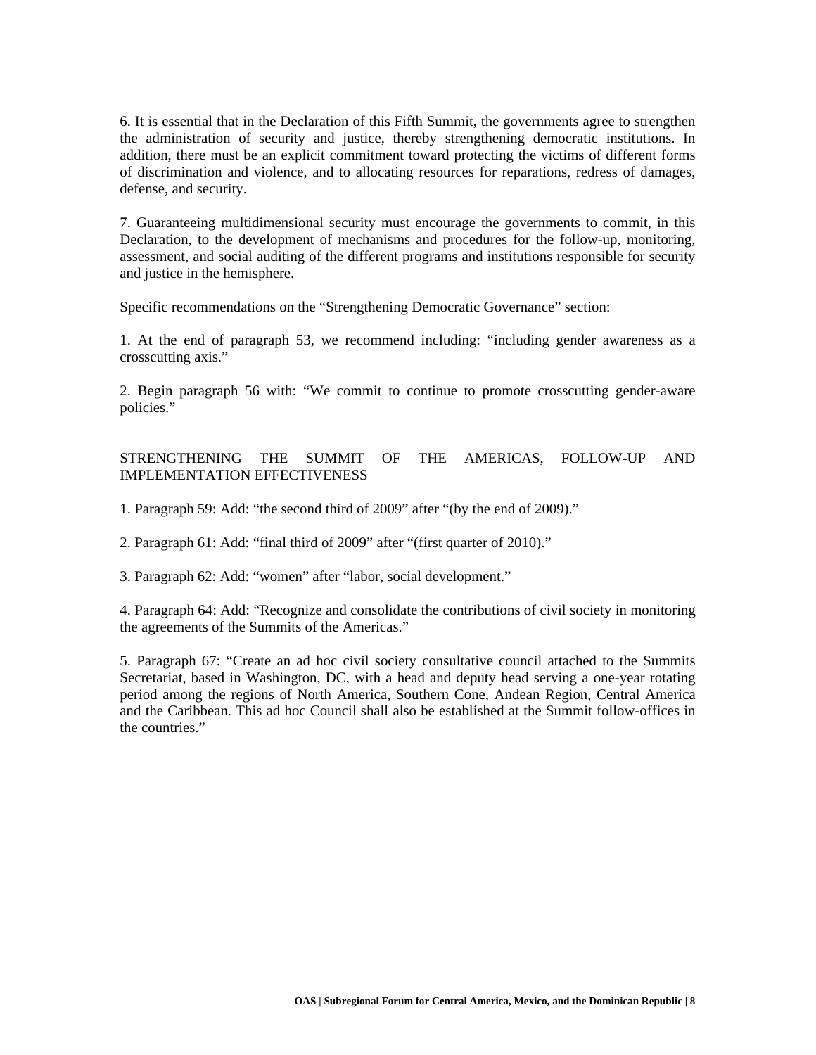6. It is essential that in the Declaration of this Fifth Summit, the governments agree to strengthen the administration of security and justice, thereby strengthening democratic institutions. In addition, there must be an explicit commitment toward protecting the victims of different forms of discrimination and violence, and to allocating resources for reparations, redress of damages, defense, and security.

7. Guaranteeing multidimensional security must encourage the governments to commit, in this Declaration, to the development of mechanisms and procedures for the follow-up, monitoring, assessment, and social auditing of the different programs and institutions responsible for security and justice in the hemisphere.

Specific recommendations on the "Strengthening Democratic Governance" section:

1. At the end of paragraph 53, we recommend including: "including gender awareness as a crosscutting axis."

2. Begin paragraph 56 with: "We commit to continue to promote crosscutting gender-aware policies."

## STRENGTHENING THE SUMMIT OF THE AMERICAS, FOLLOW-UP AND IMPLEMENTATION EFFECTIVENESS

1. Paragraph 59: Add: "the second third of 2009" after "(by the end of 2009)."

2. Paragraph 61: Add: "final third of 2009" after "(first quarter of 2010)."

3. Paragraph 62: Add: "women" after "labor, social development."

4. Paragraph 64: Add: "Recognize and consolidate the contributions of civil society in monitoring the agreements of the Summits of the Americas."

5. Paragraph 67: "Create an ad hoc civil society consultative council attached to the Summits Secretariat, based in Washington, DC, with a head and deputy head serving a one-year rotating period among the regions of North America, Southern Cone, Andean Region, Central America and the Caribbean. This ad hoc Council shall also be established at the Summit follow-offices in the countries."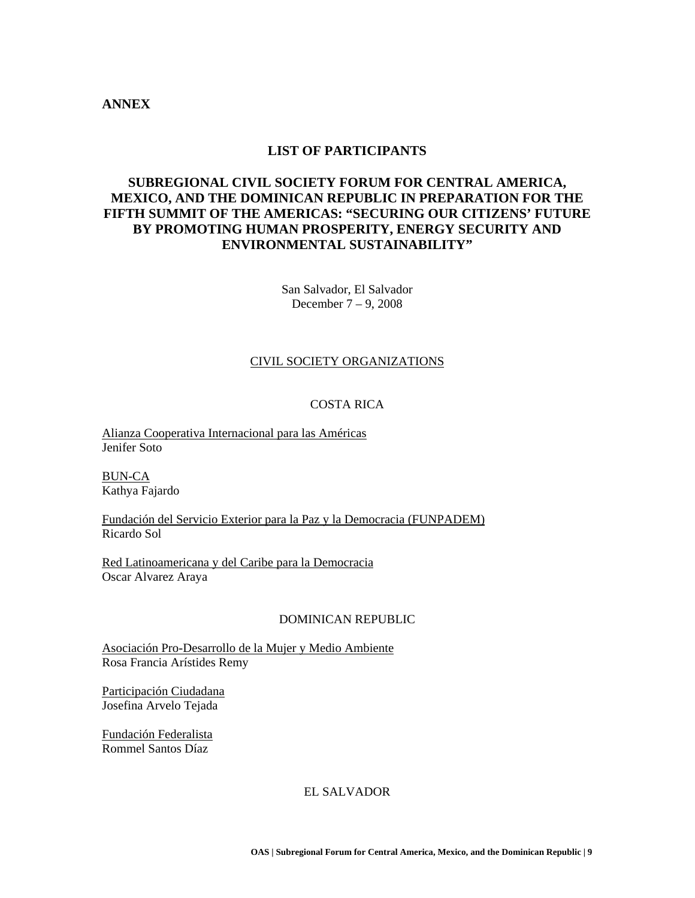**ANNEX**

## LIST OF PARTICIPANTS

## SUBREGIONAL CIVIL SOCIETY FORUM FOR CENTRAL AMERICA, MEXICO, AND THE DOMINICAN REPUBLIC IN PREPARATION FOR THE FIFTH SUMMIT OF THE AMERICAS: "SECURING OUR CITIZENS' FUTURE BY PROMOTING HUMAN PROSPERITY, ENERGY SECURITY AND ENVIRONMENTAL SUSTAINABILITY"

San Salvador, El Salvador
December 7 – 9, 2008

<u>CIVIL SOCIETY ORGANIZATIONS</u>

COSTA RICA

<u>Alianza Cooperativa Internacional para las Américas</u>
Jenifer Soto

<u>BUN-CA</u>
Kathya Fajardo

<u>Fundación del Servicio Exterior para la Paz y la Democracia (FUNPADEM)</u>
Ricardo Sol

<u>Red Latinoamericana y del Caribe para la Democracia</u>
Oscar Alvarez Araya

DOMINICAN REPUBLIC

<u>Asociación Pro-Desarrollo de la Mujer y Medio Ambiente</u>
Rosa Francia Arístides Remy

<u>Participación Ciudadana</u>
Josefina Arvelo Tejada

<u>Fundación Federalista</u>
Rommel Santos Díaz

EL SALVADOR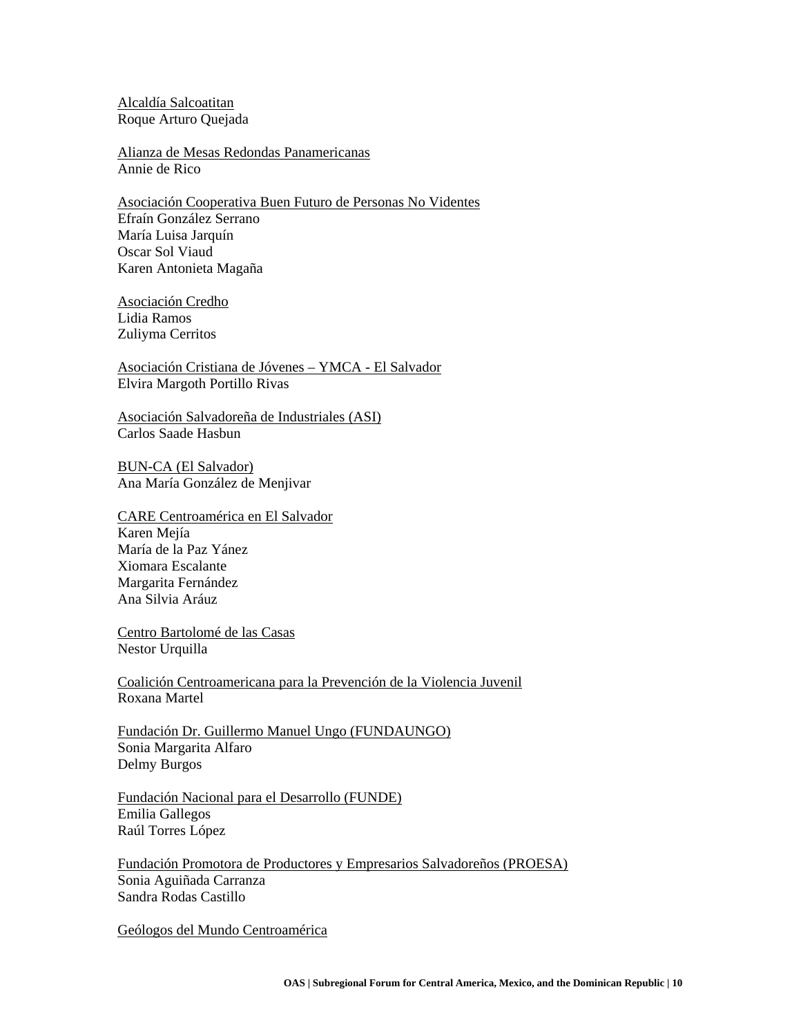Alcaldía Salcoatitan
Roque Arturo Quejada

Alianza de Mesas Redondas Panamericanas
Annie de Rico

Asociación Cooperativa Buen Futuro de Personas No Videntes
Efraín González Serrano
María Luisa Jarquín
Oscar Sol Viaud
Karen Antonieta Magaña

Asociación Credho
Lidia Ramos
Zuliyma Cerritos

Asociación Cristiana de Jóvenes – YMCA - El Salvador
Elvira Margoth Portillo Rivas

Asociación Salvadoreña de Industriales (ASI)
Carlos Saade Hasbun

BUN-CA (El Salvador)
Ana María González de Menjivar

CARE Centroamérica en El Salvador
Karen Mejía
María de la Paz Yánez
Xiomara Escalante
Margarita Fernández
Ana Silvia Aráuz

Centro Bartolomé de las Casas
Nestor Urquilla

Coalición Centroamericana para la Prevención de la Violencia Juvenil
Roxana Martel

Fundación Dr. Guillermo Manuel Ungo (FUNDAUNGO)
Sonia Margarita Alfaro
Delmy Burgos

Fundación Nacional para el Desarrollo (FUNDE)
Emilia Gallegos
Raúl Torres López

Fundación Promotora de Productores y Empresarios Salvadoreños (PROESA)
Sonia Aguiñada Carranza
Sandra Rodas Castillo

Geólogos del Mundo Centroamérica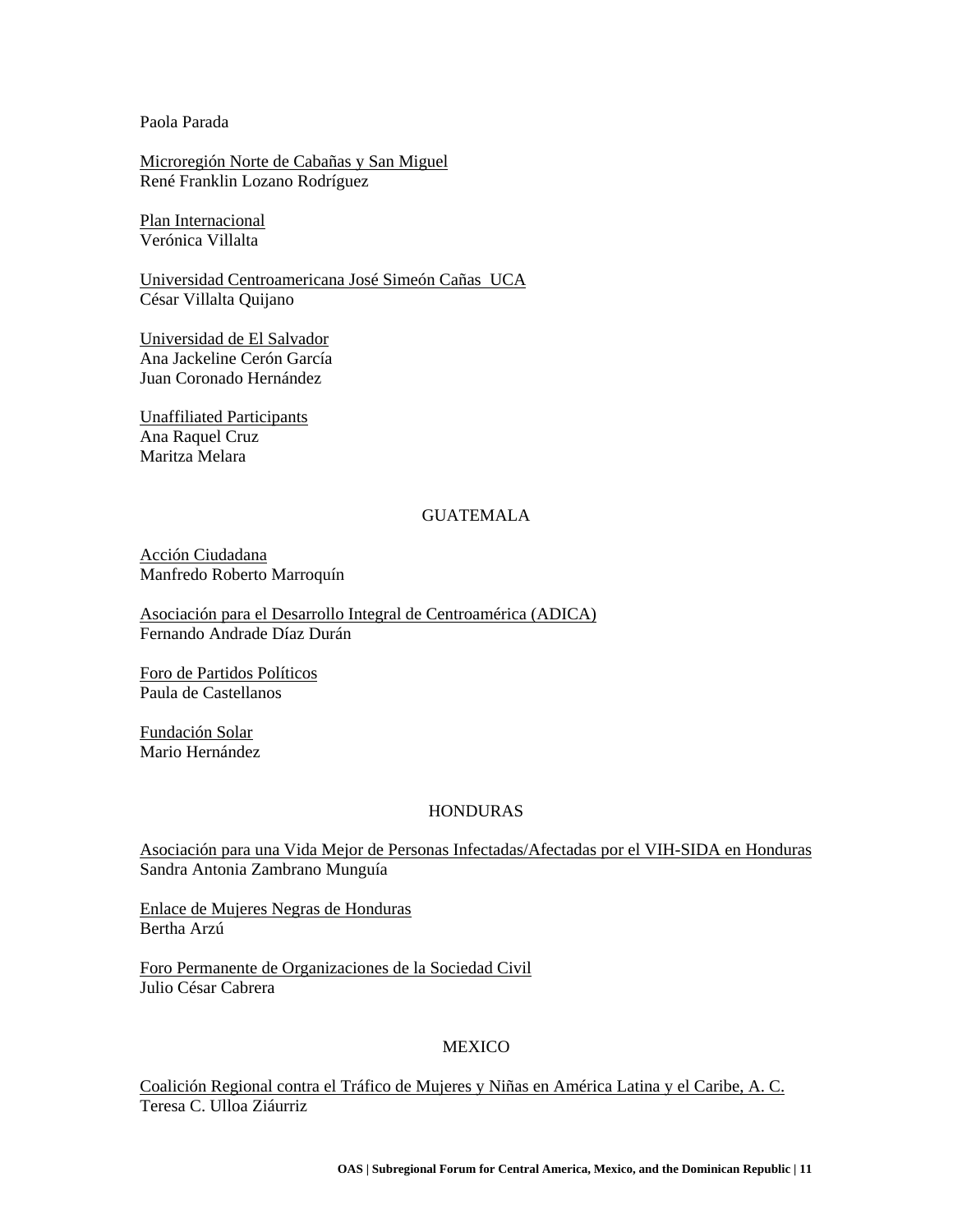Paola Parada

<u>Microregión Norte de Cabañas y San Miguel</u>
René Franklin Lozano Rodríguez

<u>Plan Internacional</u>
Verónica Villalta

<u>Universidad Centroamericana José Simeón Cañas UCA</u>
César Villalta Quijano

<u>Universidad de El Salvador</u>
Ana Jackeline Cerón García
Juan Coronado Hernández

<u>Unaffiliated Participants</u>
Ana Raquel Cruz
Maritza Melara

## GUATEMALA

<u>Acción Ciudadana</u>
Manfredo Roberto Marroquín

<u>Asociación para el Desarrollo Integral de Centroamérica (ADICA)</u>
Fernando Andrade Díaz Durán

<u>Foro de Partidos Políticos</u>
Paula de Castellanos

<u>Fundación Solar</u>
Mario Hernández

## HONDURAS

<u>Asociación para una Vida Mejor de Personas Infectadas/Afectadas por el VIH-SIDA en Honduras</u>
Sandra Antonia Zambrano Munguía

<u>Enlace de Mujeres Negras de Honduras</u>
Bertha Arzú

<u>Foro Permanente de Organizaciones de la Sociedad Civil</u>
Julio César Cabrera

## MEXICO

<u>Coalición Regional contra el Tráfico de Mujeres y Niñas en América Latina y el Caribe, A. C.</u>
Teresa C. Ulloa Ziáurriz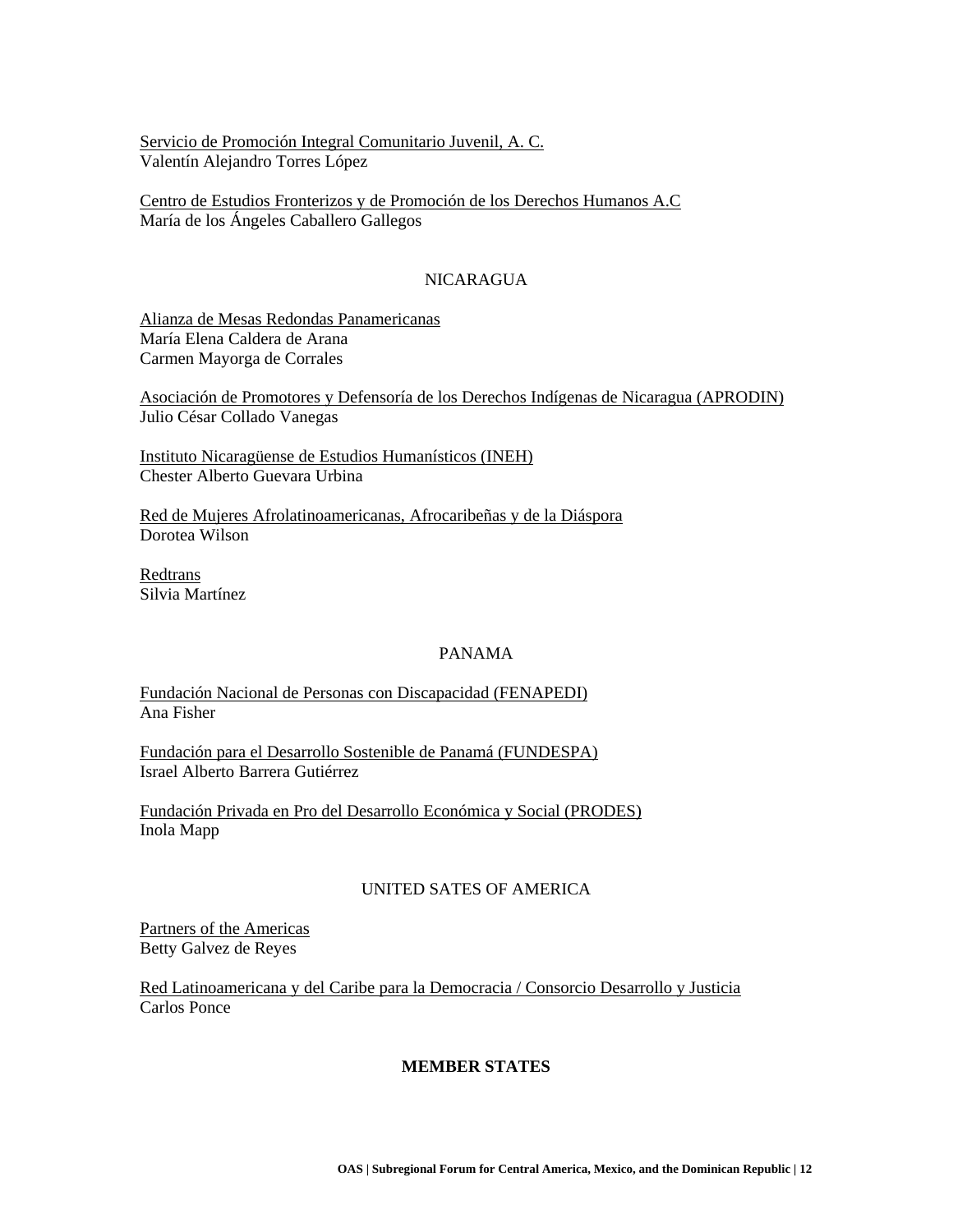<u>Servicio de Promoción Integral Comunitario Juvenil, A. C.</u>
Valentín Alejandro Torres López

<u>Centro de Estudios Fronterizos y de Promoción de los Derechos Humanos A.C</u>
María de los Ángeles Caballero Gallegos

NICARAGUA

<u>Alianza de Mesas Redondas Panamericanas</u>
María Elena Caldera de Arana
Carmen Mayorga de Corrales

<u>Asociación de Promotores y Defensoría de los Derechos Indígenas de Nicaragua (APRODIN)</u>
Julio César Collado Vanegas

<u>Instituto Nicaragüense de Estudios Humanísticos (INEH)</u>
Chester Alberto Guevara Urbina

<u>Red de Mujeres Afrolatinoamericanas, Afrocaribeñas y de la Diáspora</u>
Dorotea Wilson

<u>Redtrans</u>
Silvia Martínez

PANAMA

<u>Fundación Nacional de Personas con Discapacidad (FENAPEDI)</u>
Ana Fisher

<u>Fundación para el Desarrollo Sostenible de Panamá (FUNDESPA)</u>
Israel Alberto Barrera Gutiérrez

<u>Fundación Privada en Pro del Desarrollo Económica y Social (PRODES)</u>
Inola Mapp

UNITED SATES OF AMERICA

<u>Partners of the Americas</u>
Betty Galvez de Reyes

<u>Red Latinoamericana y del Caribe para la Democracia / Consorcio Desarrollo y Justicia</u>
Carlos Ponce

**MEMBER STATES**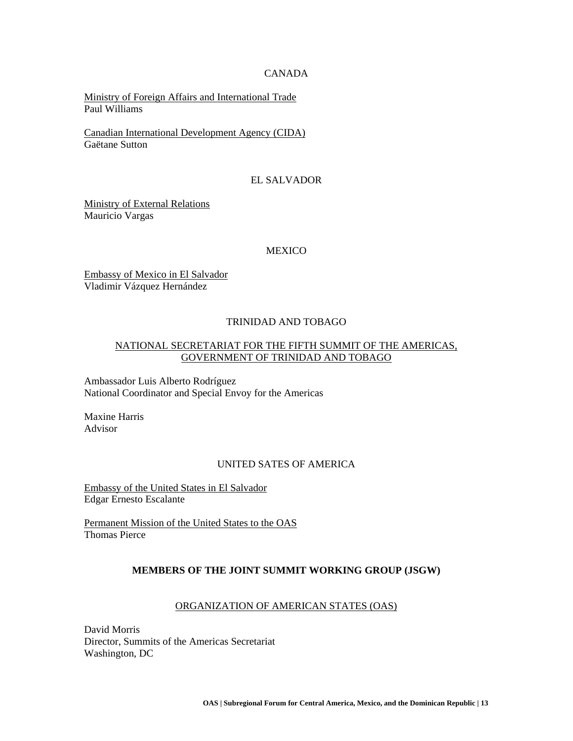CANADA

Ministry of Foreign Affairs and International Trade
Paul Williams

Canadian International Development Agency (CIDA)
Gaëtane Sutton

EL SALVADOR

Ministry of External Relations
Mauricio Vargas

MEXICO

Embassy of Mexico in El Salvador
Vladimir Vázquez Hernández

TRINIDAD AND TOBAGO

NATIONAL SECRETARIAT FOR THE FIFTH SUMMIT OF THE AMERICAS, GOVERNMENT OF TRINIDAD AND TOBAGO

Ambassador Luis Alberto Rodríguez
National Coordinator and Special Envoy for the Americas

Maxine Harris
Advisor

UNITED SATES OF AMERICA

Embassy of the United States in El Salvador
Edgar Ernesto Escalante

Permanent Mission of the United States to the OAS
Thomas Pierce

**MEMBERS OF THE JOINT SUMMIT WORKING GROUP (JSGW)**

ORGANIZATION OF AMERICAN STATES (OAS)

David Morris
Director, Summits of the Americas Secretariat
Washington, DC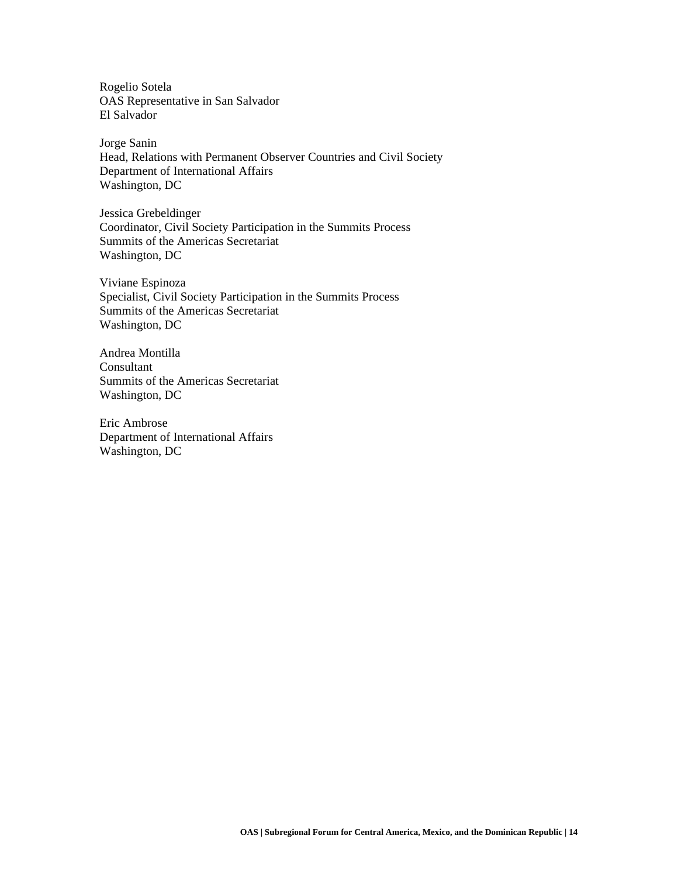Rogelio Sotela
OAS Representative in San Salvador
El Salvador

Jorge Sanin
Head, Relations with Permanent Observer Countries and Civil Society
Department of International Affairs
Washington, DC

Jessica Grebeldinger
Coordinator, Civil Society Participation in the Summits Process
Summits of the Americas Secretariat
Washington, DC

Viviane Espinoza
Specialist, Civil Society Participation in the Summits Process
Summits of the Americas Secretariat
Washington, DC

Andrea Montilla
Consultant
Summits of the Americas Secretariat
Washington, DC

Eric Ambrose
Department of International Affairs
Washington, DC